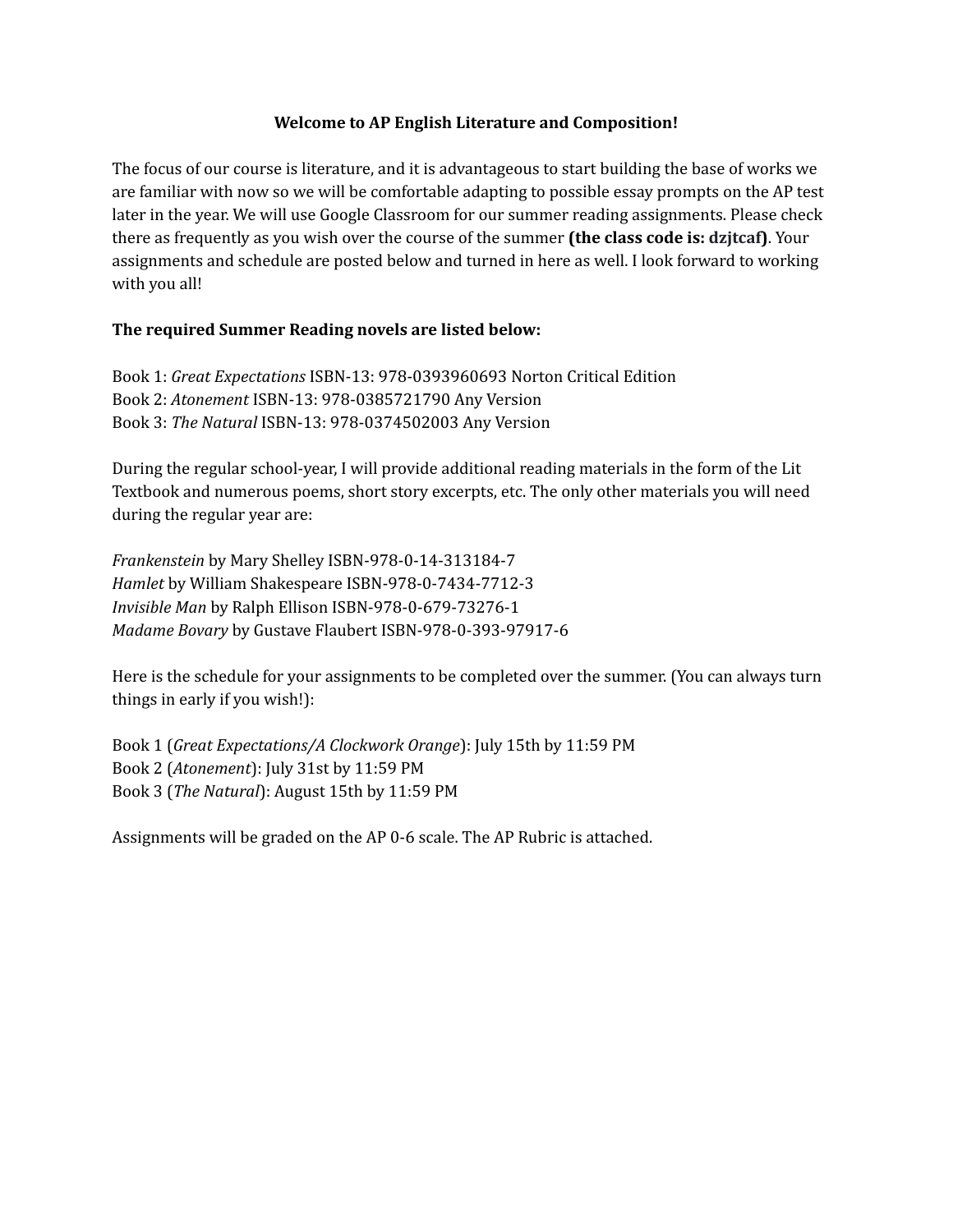**Welcome to AP English Literature and Composition!**

The focus of our course is literature, and it is advantageous to start building the base of works we are familiar with now so we will be comfortable adapting to possible essay prompts on the AP test later in the year. We will use Google Classroom for our summer reading assignments. Please check there as frequently as you wish over the course of the summer **(the class code is: dzjtcaf)**. Your assignments and schedule are posted below and turned in here as well. I look forward to working with you all!

**The required Summer Reading novels are listed below:**

Book 1: *Great Expectations* ISBN-13: 978-0393960693 Norton Critical Edition
Book 2: *Atonement* ISBN-13: 978-0385721790 Any Version
Book 3: *The Natural* ISBN-13: 978-0374502003 Any Version

During the regular school-year, I will provide additional reading materials in the form of the Lit Textbook and numerous poems, short story excerpts, etc. The only other materials you will need during the regular year are:

*Frankenstein* by Mary Shelley ISBN-978-0-14-313184-7
*Hamlet* by William Shakespeare ISBN-978-0-7434-7712-3
*Invisible Man* by Ralph Ellison ISBN-978-0-679-73276-1
*Madame Bovary* by Gustave Flaubert ISBN-978-0-393-97917-6

Here is the schedule for your assignments to be completed over the summer. (You can always turn things in early if you wish!):

Book 1 (*Great Expectations/A Clockwork Orange*): July 15th by 11:59 PM
Book 2 (*Atonement*): July 31st by 11:59 PM
Book 3 (*The Natural*): August 15th by 11:59 PM

Assignments will be graded on the AP 0-6 scale. The AP Rubric is attached.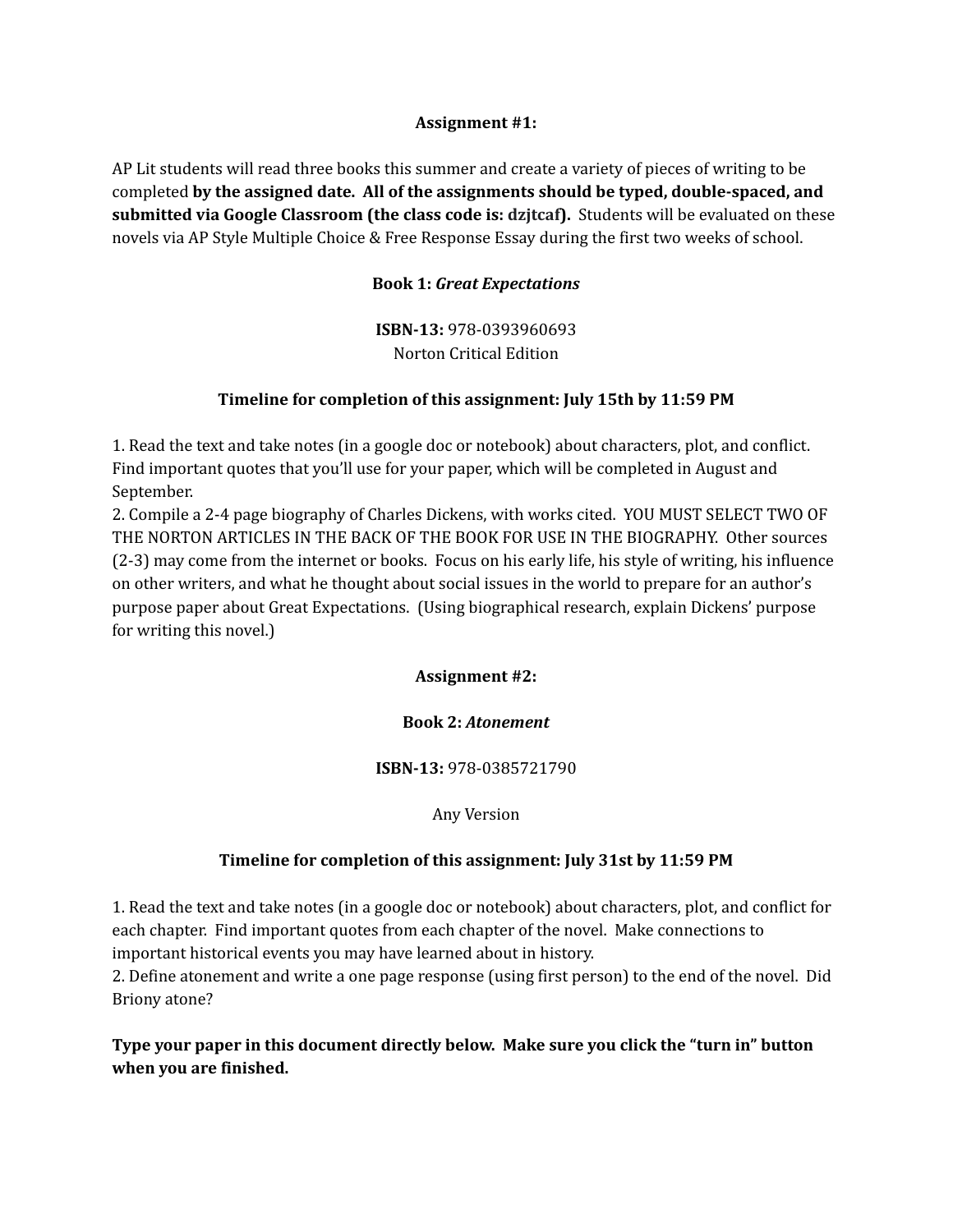**Assignment #1:**

AP Lit students will read three books this summer and create a variety of pieces of writing to be completed **by the assigned date. All of the assignments should be typed, double-spaced, and submitted via Google Classroom (the class code is: dzjtcaf).** Students will be evaluated on these novels via AP Style Multiple Choice & Free Response Essay during the first two weeks of school.

**Book 1: *Great Expectations***

**ISBN-13:** 978-0393960693
Norton Critical Edition

**Timeline for completion of this assignment: July 15th by 11:59 PM**

1. Read the text and take notes (in a google doc or notebook) about characters, plot, and conflict. Find important quotes that you'll use for your paper, which will be completed in August and September.
2. Compile a 2-4 page biography of Charles Dickens, with works cited. YOU MUST SELECT TWO OF THE NORTON ARTICLES IN THE BACK OF THE BOOK FOR USE IN THE BIOGRAPHY. Other sources (2-3) may come from the internet or books. Focus on his early life, his style of writing, his influence on other writers, and what he thought about social issues in the world to prepare for an author's purpose paper about Great Expectations. (Using biographical research, explain Dickens' purpose for writing this novel.)

**Assignment #2:**

**Book 2: *Atonement***

**ISBN-13:** 978-0385721790

Any Version

**Timeline for completion of this assignment: July 31st by 11:59 PM**

1. Read the text and take notes (in a google doc or notebook) about characters, plot, and conflict for each chapter. Find important quotes from each chapter of the novel. Make connections to important historical events you may have learned about in history.
2. Define atonement and write a one page response (using first person) to the end of the novel. Did Briony atone?

**Type your paper in this document directly below. Make sure you click the "turn in" button when you are finished.**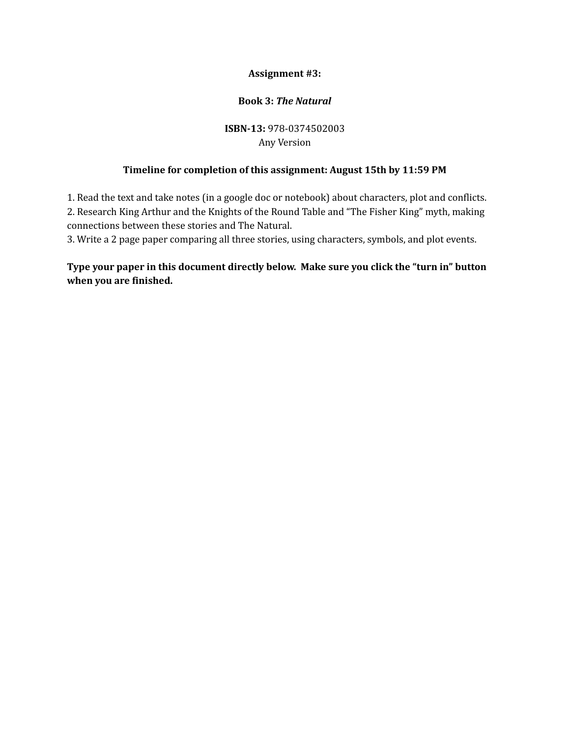**Assignment #3:**

**Book 3: *The Natural***

**ISBN-13:** 978-0374502003
Any Version

**Timeline for completion of this assignment: August 15th by 11:59 PM**

1. Read the text and take notes (in a google doc or notebook) about characters, plot and conflicts.
2. Research King Arthur and the Knights of the Round Table and "The Fisher King" myth, making connections between these stories and The Natural.
3. Write a 2 page paper comparing all three stories, using characters, symbols, and plot events.

**Type your paper in this document directly below. Make sure you click the "turn in" button when you are finished.**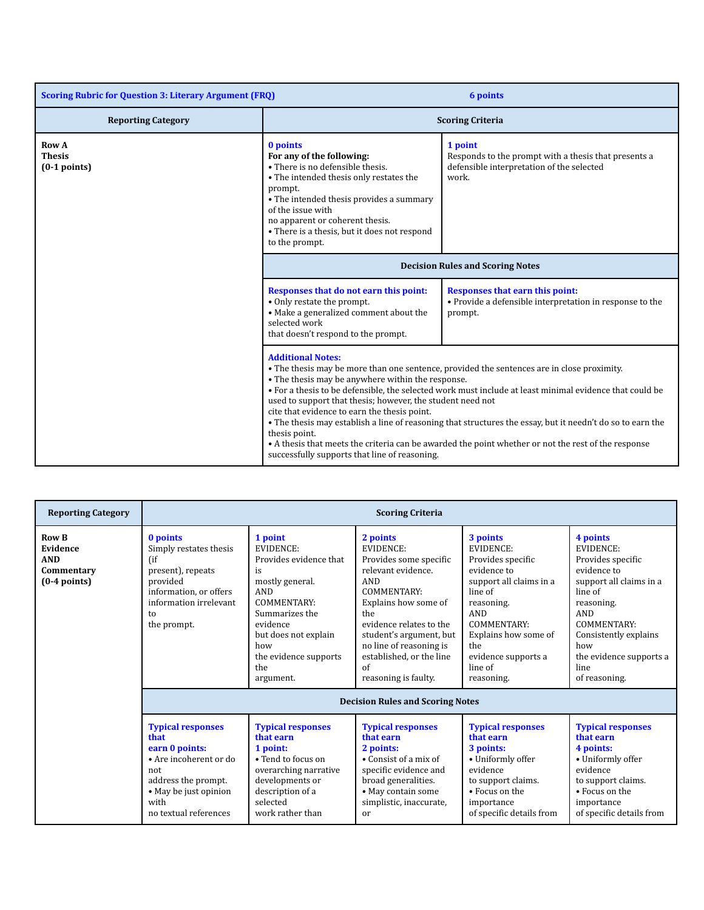| Scoring Rubric for Question 3: Literary Argument (FRQ) | 6 points | |
|---|---|---|
| **Reporting Category** | **Scoring Criteria** | |
| **Row A Thesis (0-1 points)** | **0 points**<br>**For any of the following:**<br>• There is no defensible thesis.<br>• The intended thesis only restates the prompt.<br>• The intended thesis provides a summary of the issue with no apparent or coherent thesis.<br>• There is a thesis, but it does not respond to the prompt. | **1 point**<br>Responds to the prompt with a thesis that presents a defensible interpretation of the selected work. |
| | **Decision Rules and Scoring Notes** | |
| | **Responses that do not earn this point:**<br>• Only restate the prompt.<br>• Make a generalized comment about the selected work that doesn't respond to the prompt. | **Responses that earn this point:**<br>• Provide a defensible interpretation in response to the prompt. |
| | **Additional Notes:**<br>• The thesis may be more than one sentence, provided the sentences are in close proximity.<br>• The thesis may be anywhere within the response.<br>• For a thesis to be defensible, the selected work must include at least minimal evidence that could be used to support that thesis; however, the student need not cite that evidence to earn the thesis point.<br>• The thesis may establish a line of reasoning that structures the essay, but it needn't do so to earn the thesis point.<br>• A thesis that meets the criteria can be awarded the point whether or not the rest of the response successfully supports that line of reasoning. | |

| Reporting Category | Scoring Criteria | | | | |
|---|---|---|---|---|---|
| **Row B Evidence AND Commentary (0-4 points)** | **0 points**<br>Simply restates thesis (if present), repeats provided information, or offers information irrelevant to the prompt. | **1 point**<br>EVIDENCE:<br>Provides evidence that is mostly general.<br>AND<br>COMMENTARY:<br>Summarizes the evidence but does not explain how the evidence supports the argument. | **2 points**<br>EVIDENCE:<br>Provides some specific relevant evidence.<br>AND<br>COMMENTARY:<br>Explains how some of the evidence relates to the student's argument, but no line of reasoning is established, or the line of reasoning is faulty. | **3 points**<br>EVIDENCE:<br>Provides specific evidence to support all claims in a line of reasoning.<br>AND<br>COMMENTARY:<br>Explains how some of the evidence supports a line of reasoning. | **4 points**<br>EVIDENCE:<br>Provides specific evidence to support all claims in a line of reasoning.<br>AND<br>COMMENTARY:<br>Consistently explains how the evidence supports a line of reasoning. |
| | **Decision Rules and Scoring Notes** | | | | |
| | **Typical responses that earn 0 points:**<br>• Are incoherent or do not address the prompt.<br>• May be just opinion with no textual references | **Typical responses that earn 1 point:**<br>• Tend to focus on overarching narrative developments or description of a selected work rather than | **Typical responses that earn 2 points:**<br>• Consist of a mix of specific evidence and broad generalities.<br>• May contain some simplistic, inaccurate, or | **Typical responses that earn 3 points:**<br>• Uniformly offer evidence to support claims.<br>• Focus on the importance of specific details from | **Typical responses that earn 4 points:**<br>• Uniformly offer evidence to support claims.<br>• Focus on the importance of specific details from |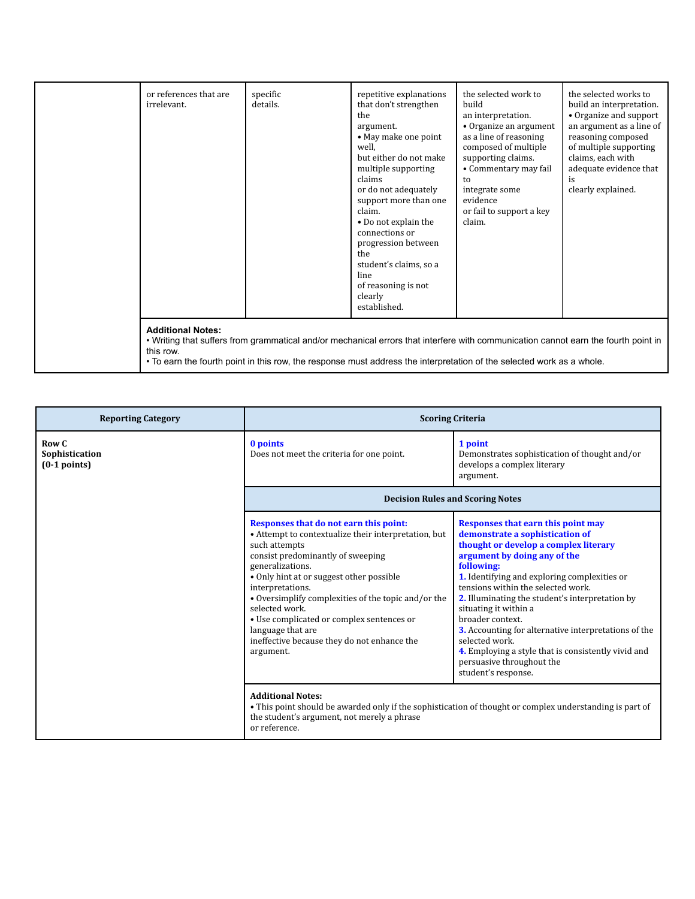| | | | | | |
|---|---|---|---|---|---|
| | or references that are irrelevant. | specific details. | repetitive explanations that don't strengthen the argument. • May make one point well, but either do not make multiple supporting claims or do not adequately support more than one claim. • Do not explain the connections or progression between the student's claims, so a line of reasoning is not clearly established. | the selected work to build an interpretation. • Organize an argument as a line of reasoning composed of multiple supporting claims. • Commentary may fail to integrate some evidence or fail to support a key claim. | the selected works to build an interpretation. • Organize and support an argument as a line of reasoning composed of multiple supporting claims, each with adequate evidence that is clearly explained. |
| | **Additional Notes:** • Writing that suffers from grammatical and/or mechanical errors that interfere with communication cannot earn the fourth point in this row. • To earn the fourth point in this row, the response must address the interpretation of the selected work as a whole. | | | | |

| Reporting Category | Scoring Criteria | |
|---|---|---|
| **Row C Sophistication (0-1 points)** | **0 points** Does not meet the criteria for one point. | **1 point** Demonstrates sophistication of thought and/or develops a complex literary argument. |
| | **Decision Rules and Scoring Notes** | |
| | **Responses that do not earn this point:** • Attempt to contextualize their interpretation, but such attempts consist predominantly of sweeping generalizations. • Only hint at or suggest other possible interpretations. • Oversimplify complexities of the topic and/or the selected work. • Use complicated or complex sentences or language that are ineffective because they do not enhance the argument. | **Responses that earn this point may demonstrate a sophistication of thought or develop a complex literary argument by doing any of the following:** **1.** Identifying and exploring complexities or tensions within the selected work. **2.** Illuminating the student's interpretation by situating it within a broader context. **3.** Accounting for alternative interpretations of the selected work. **4.** Employing a style that is consistently vivid and persuasive throughout the student's response. |
| | **Additional Notes:** • This point should be awarded only if the sophistication of thought or complex understanding is part of the student's argument, not merely a phrase or reference. | |